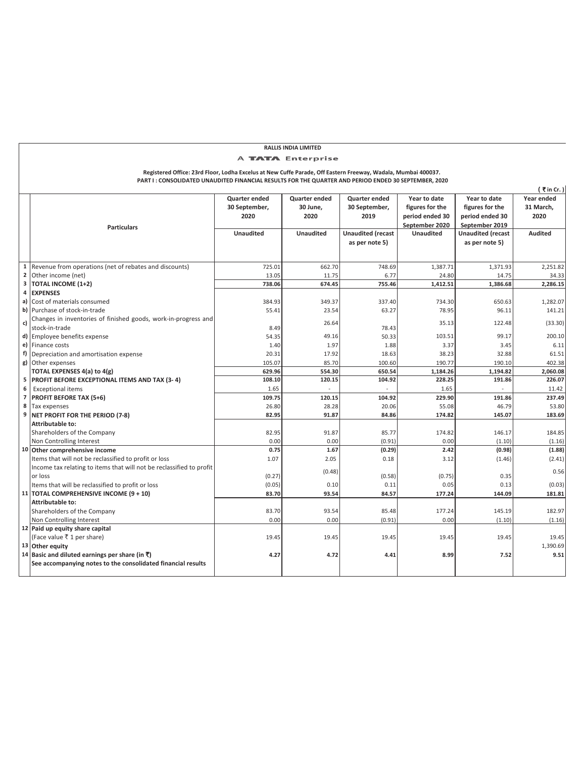**RALLIS INDIA LIMITED**

**A TATA Enterprise**

**Registered Office: 23rd Floor, Lodha Excelus at New Cuffe Parade, Off Eastern Freeway, Wadala, Mumbai 400037.**

**PART I : CONSOLIDATED UNAUDITED FINANCIAL RESULTS FOR THE QUARTER AND PERIOD ENDED 30 SEPTEMBER, 2020**

( ₹ in Cr. )

| | Particulars | Quarter ended 30 September, 2020 | Quarter ended 30 June, 2020 | Quarter ended 30 September, 2019 | Year to date figures for the period ended 30 September 2020 | Year to date figures for the period ended 30 September 2019 | Year ended 31 March, 2020 |
|---|---|---|---|---|---|---|---|
| | | Unaudited | Unaudited | Unaudited (recast as per note 5) | Unaudited | Unaudited (recast as per note 5) | Audited |
| 1 | Revenue from operations (net of rebates and discounts) | 725.01 | 662.70 | 748.69 | 1,387.71 | 1,371.93 | 2,251.82 |
| 2 | Other income (net) | 13.05 | 11.75 | 6.77 | 24.80 | 14.75 | 34.33 |
| 3 | **TOTAL INCOME (1+2)** | **738.06** | **674.45** | **755.46** | **1,412.51** | **1,386.68** | **2,286.15** |
| 4 | **EXPENSES** | | | | | | |
| a) | Cost of materials consumed | 384.93 | 349.37 | 337.40 | 734.30 | 650.63 | 1,282.07 |
| b) | Purchase of stock-in-trade | 55.41 | 23.54 | 63.27 | 78.95 | 96.11 | 141.21 |
| c) | Changes in inventories of finished goods, work-in-progress and stock-in-trade | 8.49 | 26.64 | 78.43 | 35.13 | 122.48 | (33.30) |
| d) | Employee benefits expense | 54.35 | 49.16 | 50.33 | 103.51 | 99.17 | 200.10 |
| e) | Finance costs | 1.40 | 1.97 | 1.88 | 3.37 | 3.45 | 6.11 |
| f) | Depreciation and amortisation expense | 20.31 | 17.92 | 18.63 | 38.23 | 32.88 | 61.51 |
| g) | Other expenses | 105.07 | 85.70 | 100.60 | 190.77 | 190.10 | 402.38 |
| | **TOTAL EXPENSES 4(a) to 4(g)** | **629.96** | **554.30** | **650.54** | **1,184.26** | **1,194.82** | **2,060.08** |
| 5 | **PROFIT BEFORE EXCEPTIONAL ITEMS AND TAX (3- 4)** | **108.10** | **120.15** | **104.92** | **228.25** | **191.86** | **226.07** |
| 6 | Exceptional items | 1.65 | - | - | 1.65 | - | 11.42 |
| 7 | **PROFIT BEFORE TAX (5+6)** | **109.75** | **120.15** | **104.92** | **229.90** | **191.86** | **237.49** |
| 8 | Tax expenses | 26.80 | 28.28 | 20.06 | 55.08 | 46.79 | 53.80 |
| 9 | **NET PROFIT FOR THE PERIOD (7-8)** | **82.95** | **91.87** | **84.86** | **174.82** | **145.07** | **183.69** |
| | **Attributable to:** | | | | | | |
| | Shareholders of the Company | 82.95 | 91.87 | 85.77 | 174.82 | 146.17 | 184.85 |
| | Non Controlling Interest | 0.00 | 0.00 | (0.91) | 0.00 | (1.10) | (1.16) |
| 10 | **Other comprehensive income** | **0.75** | **1.67** | **(0.29)** | **2.42** | **(0.98)** | **(1.88)** |
| | Items that will not be reclassified to profit or loss | 1.07 | 2.05 | 0.18 | 3.12 | (1.46) | (2.41) |
| | Income tax relating to items that will not be reclassified to profit or loss | (0.27) | (0.48) | (0.58) | (0.75) | 0.35 | 0.56 |
| | Items that will be reclassified to profit or loss | (0.05) | 0.10 | 0.11 | 0.05 | 0.13 | (0.03) |
| 11 | **TOTAL COMPREHENSIVE INCOME (9 + 10)** | **83.70** | **93.54** | **84.57** | **177.24** | **144.09** | **181.81** |
| | **Attributable to:** | | | | | | |
| | Shareholders of the Company | 83.70 | 93.54 | 85.48 | 177.24 | 145.19 | 182.97 |
| | Non Controlling Interest | 0.00 | 0.00 | (0.91) | 0.00 | (1.10) | (1.16) |
| 12 | **Paid up equity share capital** (Face value ₹ 1 per share) | 19.45 | 19.45 | 19.45 | 19.45 | 19.45 | 19.45 |
| 13 | **Other equity** | | | | | | 1,390.69 |
| 14 | **Basic and diluted earnings per share (in ₹)** | **4.27** | **4.72** | **4.41** | **8.99** | **7.52** | **9.51** |
| | **See accompanying notes to the consolidated financial results** | | | | | | |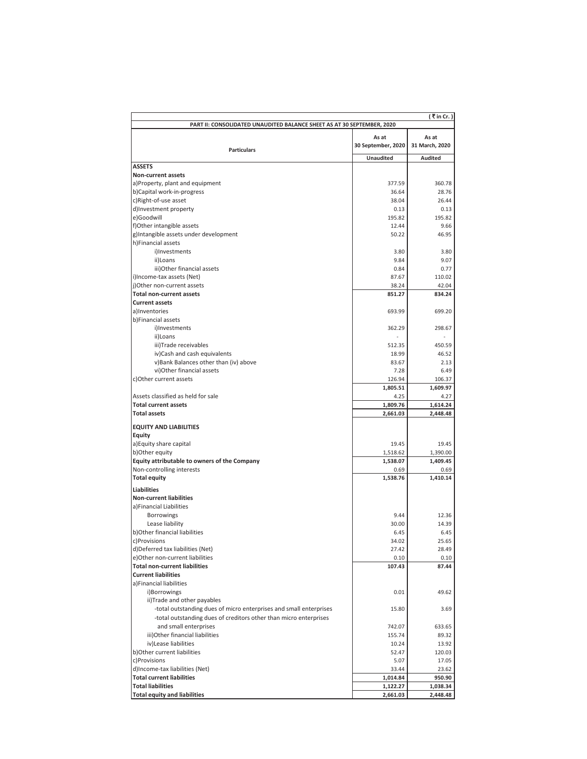( ₹ in Cr. )

**PART II: CONSOLIDATED UNAUDITED BALANCE SHEET AS AT 30 SEPTEMBER, 2020**

| Particulars | As at 30 September, 2020 | As at 31 March, 2020 |
|---|---|---|
| | Unaudited | Audited |
| **ASSETS** | | |
| **Non-current assets** | | |
| a)Property, plant and equipment | 377.59 | 360.78 |
| b)Capital work-in-progress | 36.64 | 28.76 |
| c)Right-of-use asset | 38.04 | 26.44 |
| d)Investment property | 0.13 | 0.13 |
| e)Goodwill | 195.82 | 195.82 |
| f)Other intangible assets | 12.44 | 9.66 |
| g)Intangible assets under development | 50.22 | 46.95 |
| h)Financial assets | | |
| i)Investments | 3.80 | 3.80 |
| ii)Loans | 9.84 | 9.07 |
| iii)Other financial assets | 0.84 | 0.77 |
| i)Income-tax assets (Net) | 87.67 | 110.02 |
| j)Other non-current assets | 38.24 | 42.04 |
| **Total non-current assets** | **851.27** | **834.24** |
| **Current assets** | | |
| a)Inventories | 693.99 | 699.20 |
| b)Financial assets | | |
| i)Investments | 362.29 | 298.67 |
| ii)Loans | - | - |
| iii)Trade receivables | 512.35 | 450.59 |
| iv)Cash and cash equivalents | 18.99 | 46.52 |
| v)Bank Balances other than (iv) above | 83.67 | 2.13 |
| vi)Other financial assets | 7.28 | 6.49 |
| c)Other current assets | 126.94 | 106.37 |
| | **1,805.51** | **1,609.97** |
| Assets classified as held for sale | 4.25 | 4.27 |
| **Total current assets** | **1,809.76** | **1,614.24** |
| **Total assets** | **2,661.03** | **2,448.48** |
| **EQUITY AND LIABILITIES** | | |
| **Equity** | | |
| a)Equity share capital | 19.45 | 19.45 |
| b)Other equity | 1,518.62 | 1,390.00 |
| **Equity attributable to owners of the Company** | **1,538.07** | **1,409.45** |
| Non-controlling interests | 0.69 | 0.69 |
| **Total equity** | **1,538.76** | **1,410.14** |
| **Liabilities** | | |
| **Non-current liabilities** | | |
| a)Financial Liabilities | | |
| Borrowings | 9.44 | 12.36 |
| Lease liability | 30.00 | 14.39 |
| b)Other financial liabilities | 6.45 | 6.45 |
| c)Provisions | 34.02 | 25.65 |
| d)Deferred tax liabilities (Net) | 27.42 | 28.49 |
| e)Other non-current liabilities | 0.10 | 0.10 |
| **Total non-current liabilities** | **107.43** | **87.44** |
| **Current liabilities** | | |
| a)Financial liabilities | | |
| i)Borrowings | 0.01 | 49.62 |
| ii)Trade and other payables | | |
| -total outstanding dues of micro enterprises and small enterprises | 15.80 | 3.69 |
| -total outstanding dues of creditors other than micro enterprises and small enterprises | 742.07 | 633.65 |
| iii)Other financial liabilities | 155.74 | 89.32 |
| iv)Lease liabilities | 10.24 | 13.92 |
| b)Other current liabilities | 52.47 | 120.03 |
| c)Provisions | 5.07 | 17.05 |
| d)Income-tax liabilities (Net) | 33.44 | 23.62 |
| **Total current liabilities** | **1,014.84** | **950.90** |
| **Total liabilities** | **1,122.27** | **1,038.34** |
| **Total equity and liabilities** | **2,661.03** | **2,448.48** |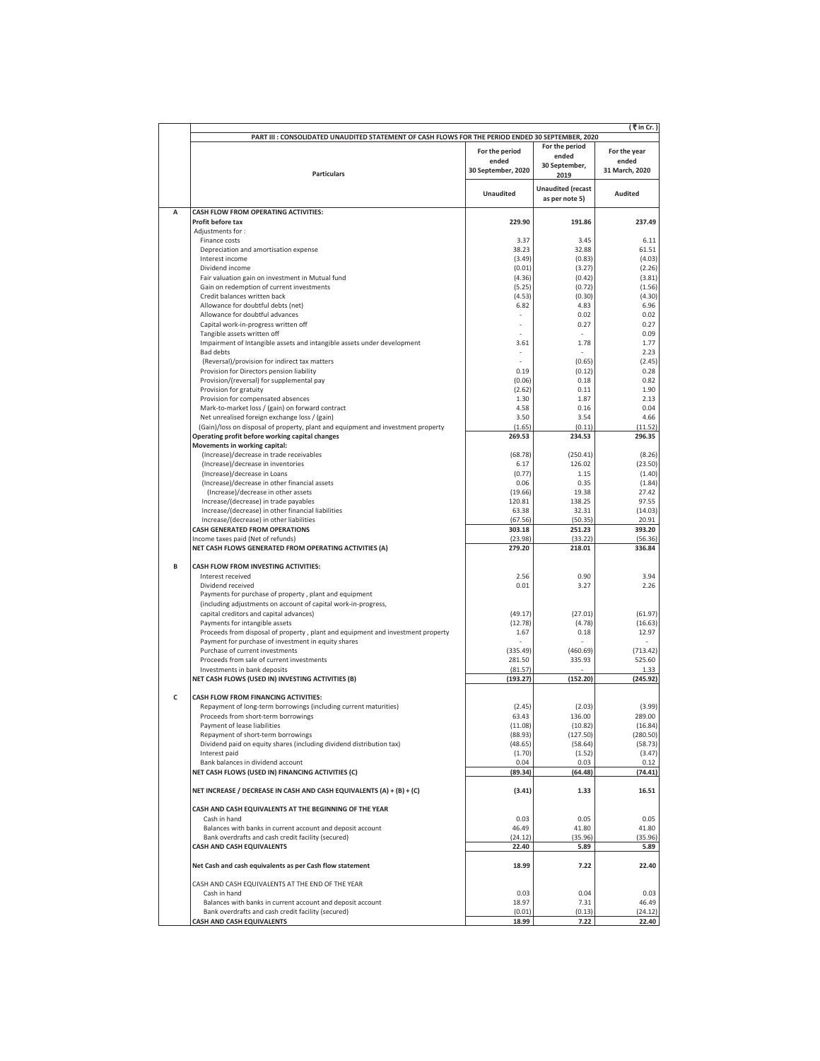(₹ in Cr.)

**PART III : CONSOLIDATED UNAUDITED STATEMENT OF CASH FLOWS FOR THE PERIOD ENDED 30 SEPTEMBER, 2020**

| | Particulars | For the period ended 30 September, 2020 | For the period ended 30 September, 2019 | For the year ended 31 March, 2020 |
|---|---|---|---|---|
| | | Unaudited | Unaudited (recast as per note 5) | Audited |
| **A** | **CASH FLOW FROM OPERATING ACTIVITIES:** | | | |
| | **Profit before tax** | **229.90** | **191.86** | **237.49** |
| | Adjustments for : | | | |
| | Finance costs | 3.37 | 3.45 | 6.11 |
| | Depreciation and amortisation expense | 38.23 | 32.88 | 61.51 |
| | Interest income | (3.49) | (0.83) | (4.03) |
| | Dividend income | (0.01) | (3.27) | (2.26) |
| | Fair valuation gain on investment in Mutual fund | (4.36) | (0.42) | (3.81) |
| | Gain on redemption of current investments | (5.25) | (0.72) | (1.56) |
| | Credit balances written back | (4.53) | (0.30) | (4.30) |
| | Allowance for doubtful debts (net) | 6.82 | 4.83 | 6.96 |
| | Allowance for doubtful advances | - | 0.02 | 0.02 |
| | Capital work-in-progress written off | - | 0.27 | 0.27 |
| | Tangible assets written off | - | - | 0.09 |
| | Impairment of Intangible assets and intangible assets under development | 3.61 | 1.78 | 1.77 |
| | Bad debts | - | - | 2.23 |
| | (Reversal)/provision for indirect tax matters | - | (0.65) | (2.45) |
| | Provision for Directors pension liability | 0.19 | (0.12) | 0.28 |
| | Provision/(reversal) for supplemental pay | (0.06) | 0.18 | 0.82 |
| | Provision for gratuity | (2.62) | 0.11 | 1.90 |
| | Provision for compensated absences | 1.30 | 1.87 | 2.13 |
| | Mark-to-market loss / (gain) on forward contract | 4.58 | 0.16 | 0.04 |
| | Net unrealised foreign exchange loss / (gain) | 3.50 | 3.54 | 4.66 |
| | (Gain)/loss on disposal of property, plant and equipment and investment property | (1.65) | (0.11) | (11.52) |
| | **Operating profit before working capital changes** | **269.53** | **234.53** | **296.35** |
| | **Movements in working capital:** | | | |
| | (Increase)/decrease in trade receivables | (68.78) | (250.41) | (8.26) |
| | (Increase)/decrease in inventories | 6.17 | 126.02 | (23.50) |
| | (Increase)/decrease in Loans | (0.77) | 1.15 | (1.40) |
| | (Increase)/decrease in other financial assets | 0.06 | 0.35 | (1.84) |
| | (Increase)/decrease in other assets | (19.66) | 19.38 | 27.42 |
| | Increase/(decrease) in trade payables | 120.81 | 138.25 | 97.55 |
| | Increase/(decrease) in other financial liabilities | 63.38 | 32.31 | (14.03) |
| | Increase/(decrease) in other liabilities | (67.56) | (50.35) | 20.91 |
| | **CASH GENERATED FROM OPERATIONS** | **303.18** | **251.23** | **393.20** |
| | Income taxes paid (Net of refunds) | (23.98) | (33.22) | (56.36) |
| | **NET CASH FLOWS GENERATED FROM OPERATING ACTIVITIES (A)** | **279.20** | **218.01** | **336.84** |
| **B** | **CASH FLOW FROM INVESTING ACTIVITIES:** | | | |
| | Interest received | 2.56 | 0.90 | 3.94 |
| | Dividend received | 0.01 | 3.27 | 2.26 |
| | Payments for purchase of property , plant and equipment (including adjustments on account of capital work-in-progress, capital creditors and capital advances) | (49.17) | (27.01) | (61.97) |
| | Payments for intangible assets | (12.78) | (4.78) | (16.63) |
| | Proceeds from disposal of property , plant and equipment and investment property | 1.67 | 0.18 | 12.97 |
| | Payment for purchase of investment in equity shares | - | - | - |
| | Purchase of current investments | (335.49) | (460.69) | (713.42) |
| | Proceeds from sale of current investments | 281.50 | 335.93 | 525.60 |
| | Investments in bank deposits | (81.57) | - | 1.33 |
| | **NET CASH FLOWS (USED IN) INVESTING ACTIVITIES (B)** | **(193.27)** | **(152.20)** | **(245.92)** |
| **C** | **CASH FLOW FROM FINANCING ACTIVITIES:** | | | |
| | Repayment of long-term borrowings (including current maturities) | (2.45) | (2.03) | (3.99) |
| | Proceeds from short-term borrowings | 63.43 | 136.00 | 289.00 |
| | Payment of lease liabilities | (11.08) | (10.82) | (16.84) |
| | Repayment of short-term borrowings | (88.93) | (127.50) | (280.50) |
| | Dividend paid on equity shares (including dividend distribution tax) | (48.65) | (58.64) | (58.73) |
| | Interest paid | (1.70) | (1.52) | (3.47) |
| | Bank balances in dividend account | 0.04 | 0.03 | 0.12 |
| | **NET CASH FLOWS (USED IN) FINANCING ACTIVITIES (C)** | **(89.34)** | **(64.48)** | **(74.41)** |
| | **NET INCREASE / DECREASE IN CASH AND CASH EQUIVALENTS (A) + (B) + (C)** | **(3.41)** | **1.33** | **16.51** |
| | **CASH AND CASH EQUIVALENTS AT THE BEGINNING OF THE YEAR** | | | |
| | Cash in hand | 0.03 | 0.05 | 0.05 |
| | Balances with banks in current account and deposit account | 46.49 | 41.80 | 41.80 |
| | Bank overdrafts and cash credit facility (secured) | (24.12) | (35.96) | (35.96) |
| | **CASH AND CASH EQUIVALENTS** | **22.40** | **5.89** | **5.89** |
| | **Net Cash and cash equivalents as per Cash flow statement** | **18.99** | **7.22** | **22.40** |
| | CASH AND CASH EQUIVALENTS AT THE END OF THE YEAR | | | |
| | Cash in hand | 0.03 | 0.04 | 0.03 |
| | Balances with banks in current account and deposit account | 18.97 | 7.31 | 46.49 |
| | Bank overdrafts and cash credit facility (secured) | (0.01) | (0.13) | (24.12) |
| | **CASH AND CASH EQUIVALENTS** | **18.99** | **7.22** | **22.40** |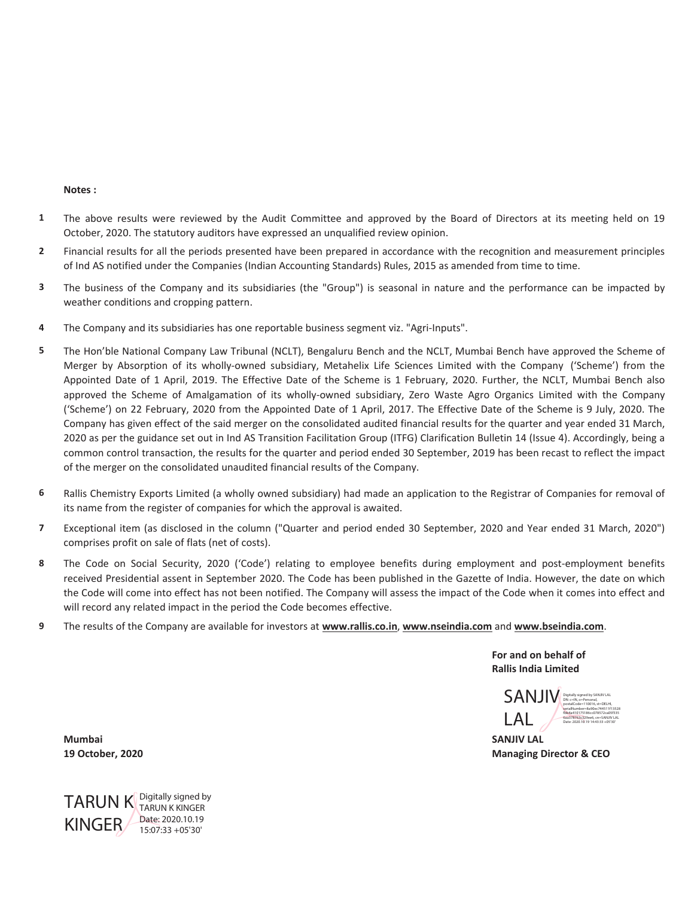**Notes :**

1. The above results were reviewed by the Audit Committee and approved by the Board of Directors at its meeting held on 19 October, 2020. The statutory auditors have expressed an unqualified review opinion.

2. Financial results for all the periods presented have been prepared in accordance with the recognition and measurement principles of Ind AS notified under the Companies (Indian Accounting Standards) Rules, 2015 as amended from time to time.

3. The business of the Company and its subsidiaries (the "Group") is seasonal in nature and the performance can be impacted by weather conditions and cropping pattern.

4. The Company and its subsidiaries has one reportable business segment viz. "Agri-Inputs".

5. The Hon'ble National Company Law Tribunal (NCLT), Bengaluru Bench and the NCLT, Mumbai Bench have approved the Scheme of Merger by Absorption of its wholly-owned subsidiary, Metahelix Life Sciences Limited with the Company ('Scheme') from the Appointed Date of 1 April, 2019. The Effective Date of the Scheme is 1 February, 2020. Further, the NCLT, Mumbai Bench also approved the Scheme of Amalgamation of its wholly-owned subsidiary, Zero Waste Agro Organics Limited with the Company ('Scheme') on 22 February, 2020 from the Appointed Date of 1 April, 2017. The Effective Date of the Scheme is 9 July, 2020. The Company has given effect of the said merger on the consolidated audited financial results for the quarter and year ended 31 March, 2020 as per the guidance set out in Ind AS Transition Facilitation Group (ITFG) Clarification Bulletin 14 (Issue 4). Accordingly, being a common control transaction, the results for the quarter and period ended 30 September, 2019 has been recast to reflect the impact of the merger on the consolidated unaudited financial results of the Company.

6. Rallis Chemistry Exports Limited (a wholly owned subsidiary) had made an application to the Registrar of Companies for removal of its name from the register of companies for which the approval is awaited.

7. Exceptional item (as disclosed in the column ("Quarter and period ended 30 September, 2020 and Year ended 31 March, 2020") comprises profit on sale of flats (net of costs).

8. The Code on Social Security, 2020 ('Code') relating to employee benefits during employment and post-employment benefits received Presidential assent in September 2020. The Code has been published in the Gazette of India. However, the date on which the Code will come into effect has not been notified. The Company will assess the impact of the Code when it comes into effect and will record any related impact in the period the Code becomes effective.

9. The results of the Company are available for investors at **www.rallis.co.in**, **www.nseindia.com** and **www.bseindia.com**.

**For and on behalf of**
**Rallis India Limited**

SANJIV LAL
Digitally signed by SANJIV LAL
Date: 2020.10.19 14:43:33 +05'30'

**SANJIV LAL**
**Managing Director & CEO**

**Mumbai**
**19 October, 2020**

TARUN K KINGER
Digitally signed by TARUN K KINGER
Date: 2020.10.19 15:07:33 +05'30'